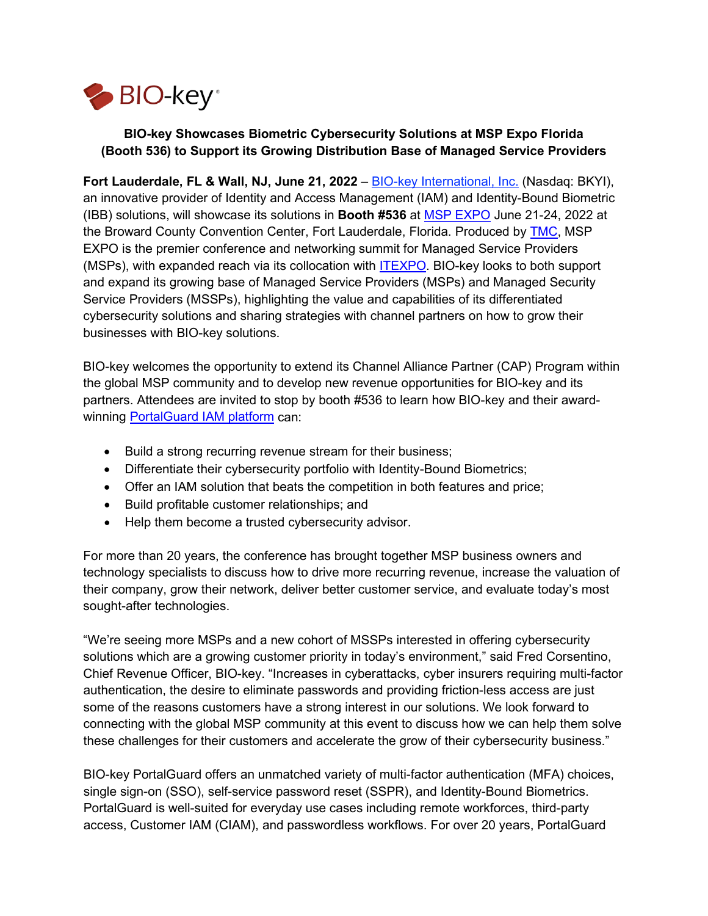BIO-key®

**BIO-key Showcases Biometric Cybersecurity Solutions at MSP Expo Florida (Booth 536) to Support its Growing Distribution Base of Managed Service Providers**

**Fort Lauderdale, FL & Wall, NJ, June 21, 2022** – BIO-key International, Inc. (Nasdaq: BKYI), an innovative provider of Identity and Access Management (IAM) and Identity-Bound Biometric (IBB) solutions, will showcase its solutions in **Booth #536** at MSP EXPO June 21-24, 2022 at the Broward County Convention Center, Fort Lauderdale, Florida. Produced by TMC, MSP EXPO is the premier conference and networking summit for Managed Service Providers (MSPs), with expanded reach via its collocation with ITEXPO. BIO-key looks to both support and expand its growing base of Managed Service Providers (MSPs) and Managed Security Service Providers (MSSPs), highlighting the value and capabilities of its differentiated cybersecurity solutions and sharing strategies with channel partners on how to grow their businesses with BIO-key solutions.

BIO-key welcomes the opportunity to extend its Channel Alliance Partner (CAP) Program within the global MSP community and to develop new revenue opportunities for BIO-key and its partners. Attendees are invited to stop by booth #536 to learn how BIO-key and their award-winning PortalGuard IAM platform can:

- Build a strong recurring revenue stream for their business;
- Differentiate their cybersecurity portfolio with Identity-Bound Biometrics;
- Offer an IAM solution that beats the competition in both features and price;
- Build profitable customer relationships; and
- Help them become a trusted cybersecurity advisor.

For more than 20 years, the conference has brought together MSP business owners and technology specialists to discuss how to drive more recurring revenue, increase the valuation of their company, grow their network, deliver better customer service, and evaluate today's most sought-after technologies.

"We're seeing more MSPs and a new cohort of MSSPs interested in offering cybersecurity solutions which are a growing customer priority in today's environment," said Fred Corsentino, Chief Revenue Officer, BIO-key. "Increases in cyberattacks, cyber insurers requiring multi-factor authentication, the desire to eliminate passwords and providing friction-less access are just some of the reasons customers have a strong interest in our solutions. We look forward to connecting with the global MSP community at this event to discuss how we can help them solve these challenges for their customers and accelerate the grow of their cybersecurity business."

BIO-key PortalGuard offers an unmatched variety of multi-factor authentication (MFA) choices, single sign-on (SSO), self-service password reset (SSPR), and Identity-Bound Biometrics. PortalGuard is well-suited for everyday use cases including remote workforces, third-party access, Customer IAM (CIAM), and passwordless workflows. For over 20 years, PortalGuard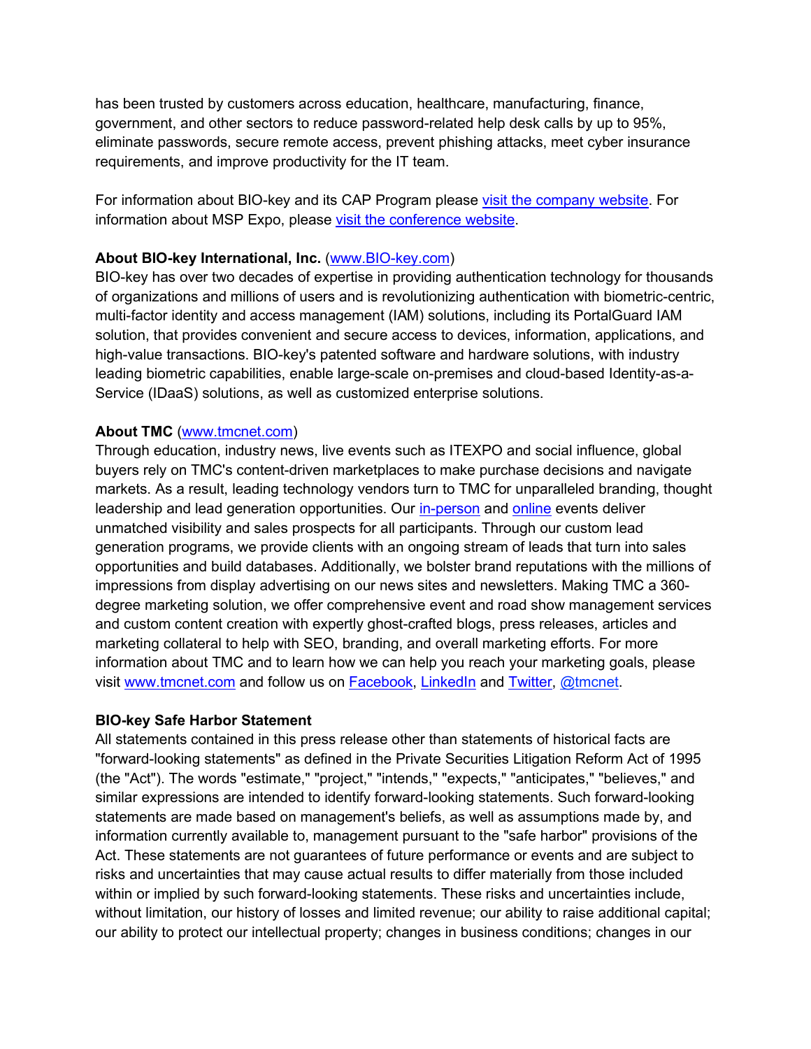has been trusted by customers across education, healthcare, manufacturing, finance, government, and other sectors to reduce password-related help desk calls by up to 95%, eliminate passwords, secure remote access, prevent phishing attacks, meet cyber insurance requirements, and improve productivity for the IT team.

For information about BIO-key and its CAP Program please [visit the company website](). For information about MSP Expo, please [visit the conference website]().

**About BIO-key International, Inc.** ([www.BIO-key.com]())
BIO-key has over two decades of expertise in providing authentication technology for thousands of organizations and millions of users and is revolutionizing authentication with biometric-centric, multi-factor identity and access management (IAM) solutions, including its PortalGuard IAM solution, that provides convenient and secure access to devices, information, applications, and high-value transactions. BIO-key's patented software and hardware solutions, with industry leading biometric capabilities, enable large-scale on-premises and cloud-based Identity-as-a-Service (IDaaS) solutions, as well as customized enterprise solutions.

**About TMC** ([www.tmcnet.com]())
Through education, industry news, live events such as ITEXPO and social influence, global buyers rely on TMC's content-driven marketplaces to make purchase decisions and navigate markets. As a result, leading technology vendors turn to TMC for unparalleled branding, thought leadership and lead generation opportunities. Our [in-person]() and [online]() events deliver unmatched visibility and sales prospects for all participants. Through our custom lead generation programs, we provide clients with an ongoing stream of leads that turn into sales opportunities and build databases. Additionally, we bolster brand reputations with the millions of impressions from display advertising on our news sites and newsletters. Making TMC a 360-degree marketing solution, we offer comprehensive event and road show management services and custom content creation with expertly ghost-crafted blogs, press releases, articles and marketing collateral to help with SEO, branding, and overall marketing efforts. For more information about TMC and to learn how we can help you reach your marketing goals, please visit [www.tmcnet.com]() and follow us on [Facebook](), [LinkedIn]() and [Twitter](), [@tmcnet]().

**BIO-key Safe Harbor Statement**
All statements contained in this press release other than statements of historical facts are "forward-looking statements" as defined in the Private Securities Litigation Reform Act of 1995 (the "Act"). The words "estimate," "project," "intends," "expects," "anticipates," "believes," and similar expressions are intended to identify forward-looking statements. Such forward-looking statements are made based on management's beliefs, as well as assumptions made by, and information currently available to, management pursuant to the "safe harbor" provisions of the Act. These statements are not guarantees of future performance or events and are subject to risks and uncertainties that may cause actual results to differ materially from those included within or implied by such forward-looking statements. These risks and uncertainties include, without limitation, our history of losses and limited revenue; our ability to raise additional capital; our ability to protect our intellectual property; changes in business conditions; changes in our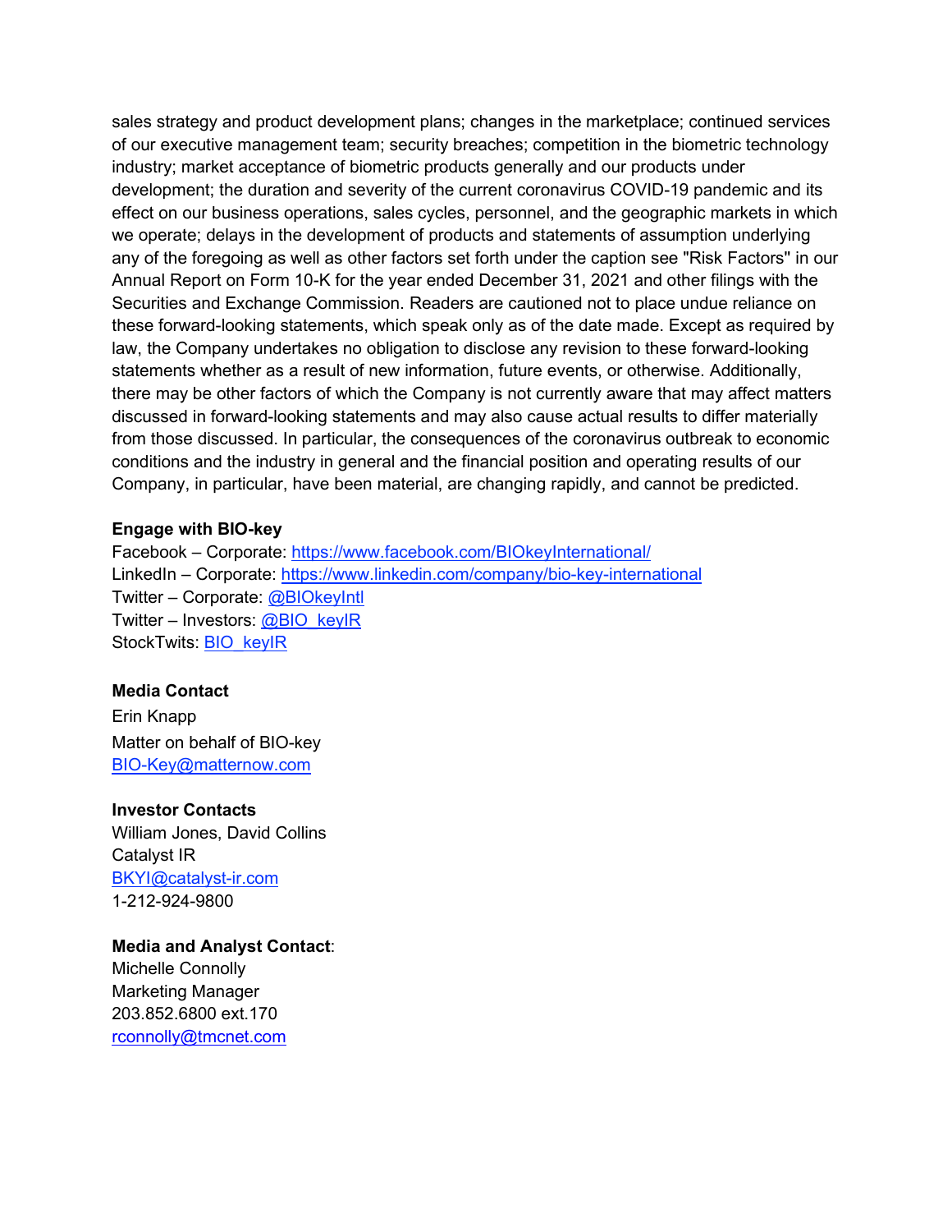sales strategy and product development plans; changes in the marketplace; continued services of our executive management team; security breaches; competition in the biometric technology industry; market acceptance of biometric products generally and our products under development; the duration and severity of the current coronavirus COVID-19 pandemic and its effect on our business operations, sales cycles, personnel, and the geographic markets in which we operate; delays in the development of products and statements of assumption underlying any of the foregoing as well as other factors set forth under the caption see "Risk Factors" in our Annual Report on Form 10-K for the year ended December 31, 2021 and other filings with the Securities and Exchange Commission. Readers are cautioned not to place undue reliance on these forward-looking statements, which speak only as of the date made. Except as required by law, the Company undertakes no obligation to disclose any revision to these forward-looking statements whether as a result of new information, future events, or otherwise. Additionally, there may be other factors of which the Company is not currently aware that may affect matters discussed in forward-looking statements and may also cause actual results to differ materially from those discussed. In particular, the consequences of the coronavirus outbreak to economic conditions and the industry in general and the financial position and operating results of our Company, in particular, have been material, are changing rapidly, and cannot be predicted.

**Engage with BIO-key**
Facebook – Corporate: https://www.facebook.com/BIOkeyInternational/
LinkedIn – Corporate: https://www.linkedin.com/company/bio-key-international
Twitter – Corporate: @BIOkeyIntl
Twitter – Investors: @BIO_keyIR
StockTwits: BIO_keyIR

**Media Contact**
Erin Knapp
Matter on behalf of BIO-key
BIO-Key@matternow.com

**Investor Contacts**
William Jones, David Collins
Catalyst IR
BKYI@catalyst-ir.com
1-212-924-9800

**Media and Analyst Contact**:
Michelle Connolly
Marketing Manager
203.852.6800 ext.170
rconnolly@tmcnet.com